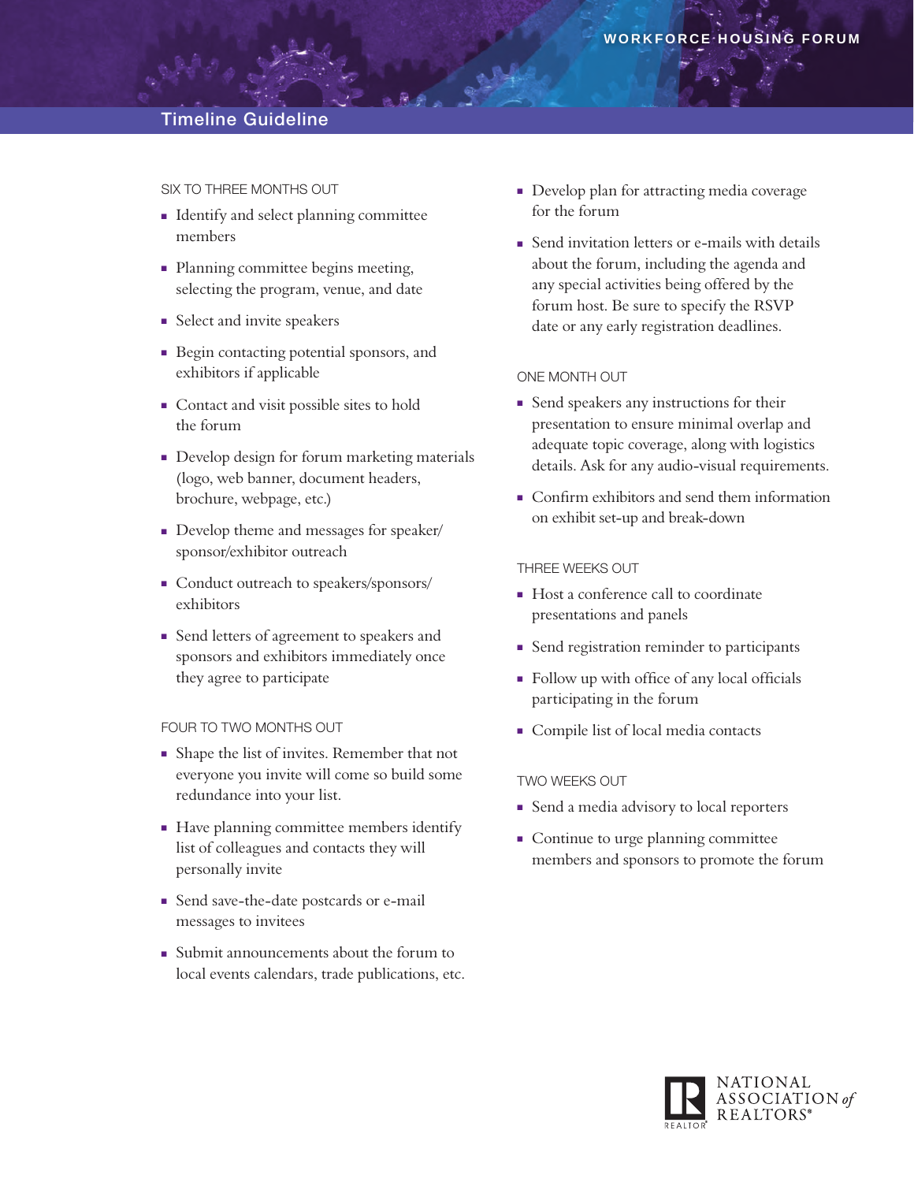# Workforce Housing Forum

## Timeline Guideline

### SIX TO THREE MONTHS OUT

- Identify and select planning committee members
- Planning committee begins meeting, selecting the program, venue, and date
- Select and invite speakers
- Begin contacting potential sponsors, and exhibitors if applicable
- Contact and visit possible sites to hold the forum
- Develop design for forum marketing materials (logo, web banner, document headers, brochure, webpage, etc.)
- Develop theme and messages for speaker/sponsor/exhibitor outreach
- Conduct outreach to speakers/sponsors/exhibitors
- Send letters of agreement to speakers and sponsors and exhibitors immediately once they agree to participate

### FOUR TO TWO MONTHS OUT

- Shape the list of invites. Remember that not everyone you invite will come so build some redundance into your list.
- Have planning committee members identify list of colleagues and contacts they will personally invite
- Send save-the-date postcards or e-mail messages to invitees
- Submit announcements about the forum to local events calendars, trade publications, etc.
- Develop plan for attracting media coverage for the forum
- Send invitation letters or e-mails with details about the forum, including the agenda and any special activities being offered by the forum host. Be sure to specify the RSVP date or any early registration deadlines.

### ONE MONTH OUT

- Send speakers any instructions for their presentation to ensure minimal overlap and adequate topic coverage, along with logistics details. Ask for any audio-visual requirements.
- Confirm exhibitors and send them information on exhibit set-up and break-down

### THREE WEEKS OUT

- Host a conference call to coordinate presentations and panels
- Send registration reminder to participants
- Follow up with office of any local officials participating in the forum
- Compile list of local media contacts

### TWO WEEKS OUT

- Send a media advisory to local reporters
- Continue to urge planning committee members and sponsors to promote the forum

NATIONAL ASSOCIATION *of* REALTORS®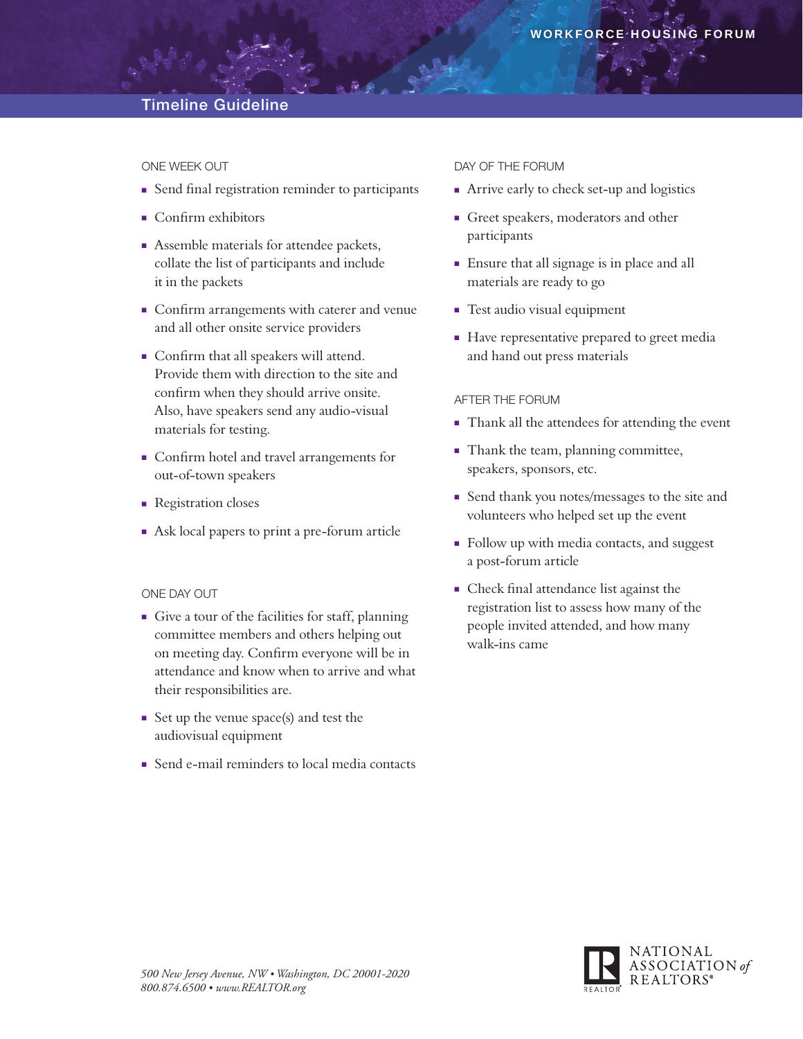# Timeline Guideline

## ONE WEEK OUT

- Send final registration reminder to participants
- Confirm exhibitors
- Assemble materials for attendee packets, collate the list of participants and include it in the packets
- Confirm arrangements with caterer and venue and all other onsite service providers
- Confirm that all speakers will attend. Provide them with direction to the site and confirm when they should arrive onsite. Also, have speakers send any audio-visual materials for testing.
- Confirm hotel and travel arrangements for out-of-town speakers
- Registration closes
- Ask local papers to print a pre-forum article

## ONE DAY OUT

- Give a tour of the facilities for staff, planning committee members and others helping out on meeting day. Confirm everyone will be in attendance and know when to arrive and what their responsibilities are.
- Set up the venue space(s) and test the audiovisual equipment
- Send e-mail reminders to local media contacts

## DAY OF THE FORUM

- Arrive early to check set-up and logistics
- Greet speakers, moderators and other participants
- Ensure that all signage is in place and all materials are ready to go
- Test audio visual equipment
- Have representative prepared to greet media and hand out press materials

## AFTER THE FORUM

- Thank all the attendees for attending the event
- Thank the team, planning committee, speakers, sponsors, etc.
- Send thank you notes/messages to the site and volunteers who helped set up the event
- Follow up with media contacts, and suggest a post-forum article
- Check final attendance list against the registration list to assess how many of the people invited attended, and how many walk-ins came

*500 New Jersey Avenue, NW • Washington, DC 20001-2020*
*800.874.6500 • www.REALTOR.org*

NATIONAL ASSOCIATION *of* REALTORS®